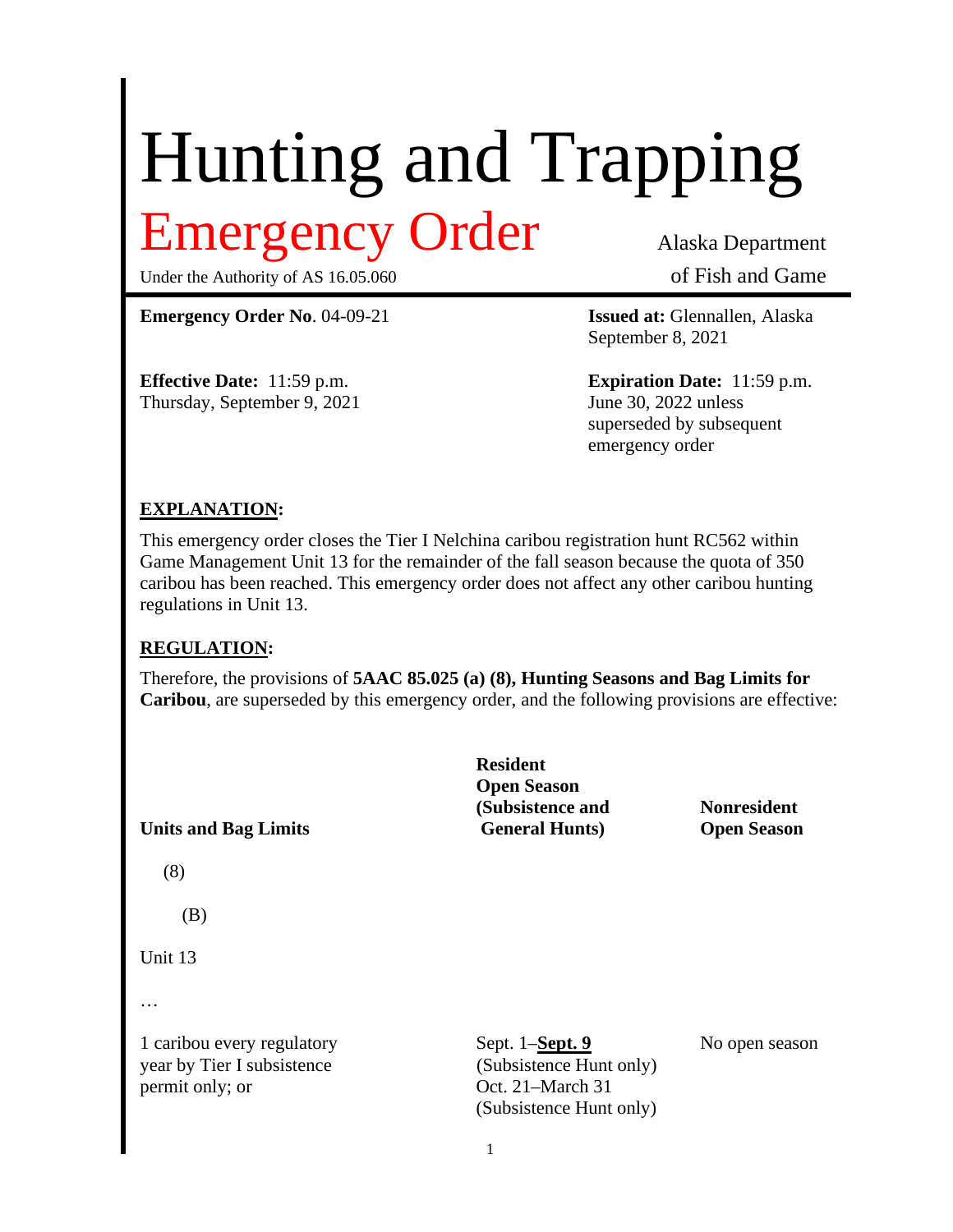# Hunting and Trapping

# Emergency Order

Under the Authority of AS 16.05.060

Alaska Department of Fish and Game

**Emergency Order No**. 04-09-21

**Issued at:** Glennallen, Alaska September 8, 2021

**Effective Date:** 11:59 p.m. Thursday, September 9, 2021

**Expiration Date:** 11:59 p.m. June 30, 2022 unless superseded by subsequent emergency order

## EXPLANATION:

This emergency order closes the Tier I Nelchina caribou registration hunt RC562 within Game Management Unit 13 for the remainder of the fall season because the quota of 350 caribou has been reached. This emergency order does not affect any other caribou hunting regulations in Unit 13.

## REGULATION:

Therefore, the provisions of **5AAC 85.025 (a) (8), Hunting Seasons and Bag Limits for Caribou**, are superseded by this emergency order, and the following provisions are effective:

| Units and Bag Limits | Resident Open Season (Subsistence and General Hunts) | Nonresident Open Season |
|---|---|---|
| (8) | | |
| (B) | | |
| Unit 13 | | |
| … | | |
| 1 caribou every regulatory year by Tier I subsistence permit only; or | Sept. 1–**<u>Sept. 9</u>** (Subsistence Hunt only) Oct. 21–March 31 (Subsistence Hunt only) | No open season |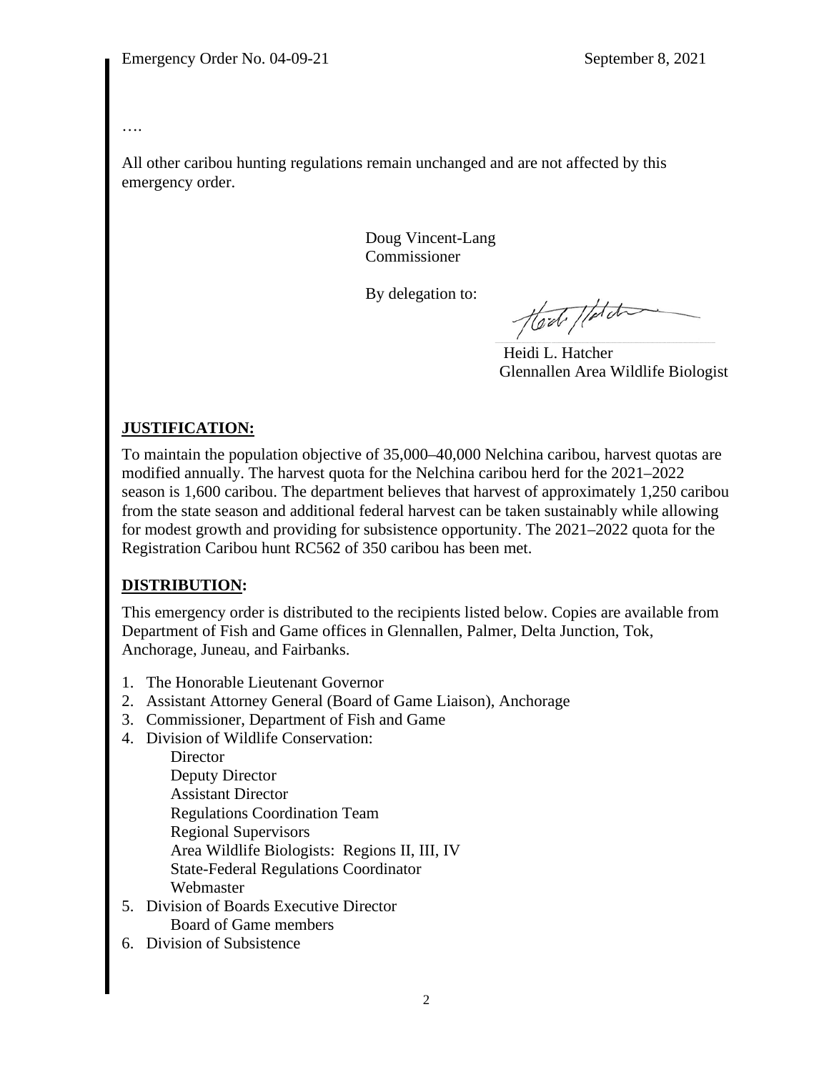….

All other caribou hunting regulations remain unchanged and are not affected by this emergency order.

Doug Vincent-Lang
Commissioner

By delegation to:

Heidi L. Hatcher
Glennallen Area Wildlife Biologist

**JUSTIFICATION:**

To maintain the population objective of 35,000–40,000 Nelchina caribou, harvest quotas are modified annually. The harvest quota for the Nelchina caribou herd for the 2021–2022 season is 1,600 caribou. The department believes that harvest of approximately 1,250 caribou from the state season and additional federal harvest can be taken sustainably while allowing for modest growth and providing for subsistence opportunity. The 2021–2022 quota for the Registration Caribou hunt RC562 of 350 caribou has been met.

**DISTRIBUTION:**

This emergency order is distributed to the recipients listed below. Copies are available from Department of Fish and Game offices in Glennallen, Palmer, Delta Junction, Tok, Anchorage, Juneau, and Fairbanks.

1. The Honorable Lieutenant Governor
2. Assistant Attorney General (Board of Game Liaison), Anchorage
3. Commissioner, Department of Fish and Game
4. Division of Wildlife Conservation:
   - Director
   - Deputy Director
   - Assistant Director
   - Regulations Coordination Team
   - Regional Supervisors
   - Area Wildlife Biologists: Regions II, III, IV
   - State-Federal Regulations Coordinator
   - Webmaster
5. Division of Boards Executive Director
   - Board of Game members
6. Division of Subsistence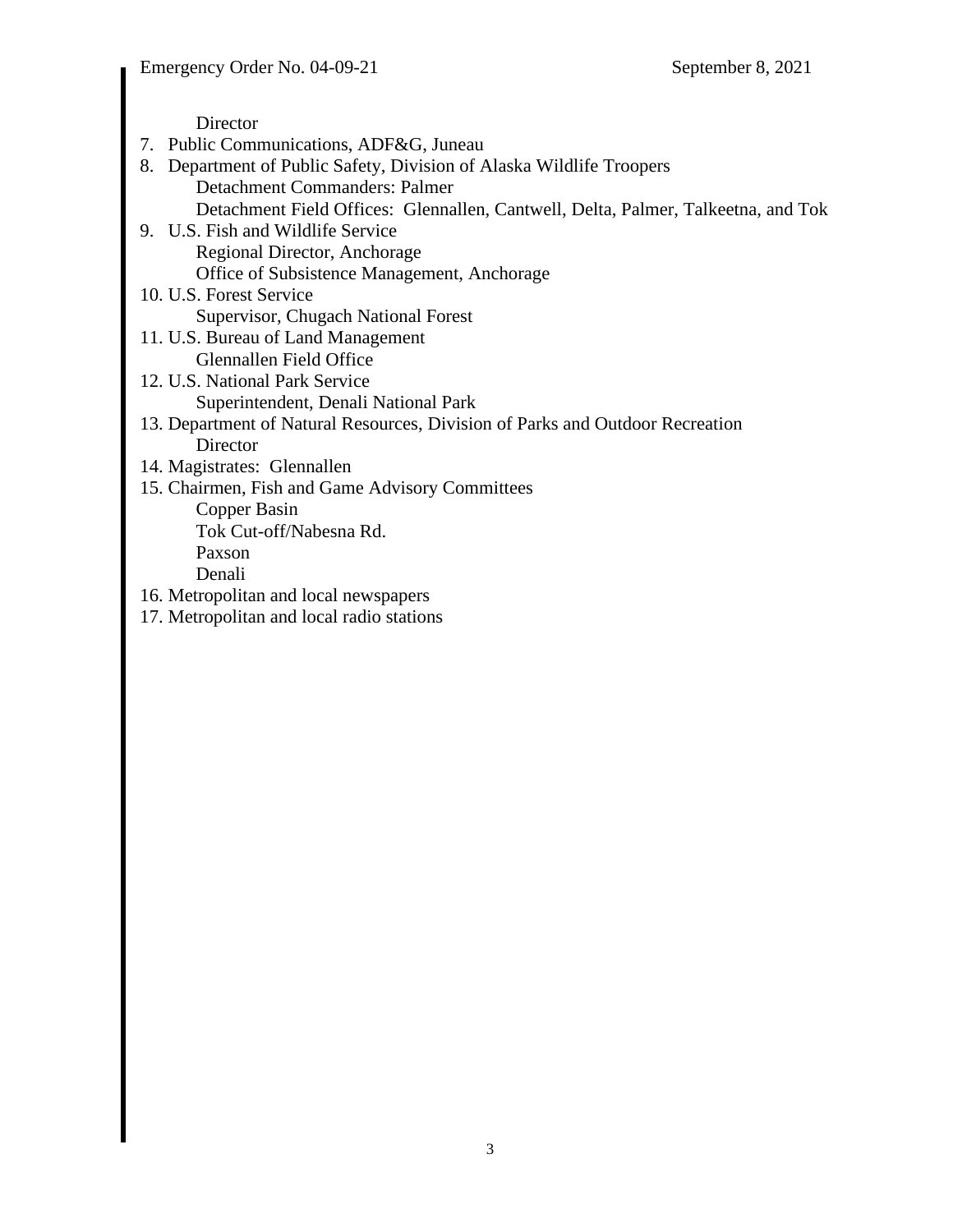Director

7. Public Communications, ADF&G, Juneau
8. Department of Public Safety, Division of Alaska Wildlife Troopers
   - Detachment Commanders: Palmer
   - Detachment Field Offices: Glennallen, Cantwell, Delta, Palmer, Talkeetna, and Tok
9. U.S. Fish and Wildlife Service
   - Regional Director, Anchorage
   - Office of Subsistence Management, Anchorage
10. U.S. Forest Service
    - Supervisor, Chugach National Forest
11. U.S. Bureau of Land Management
    - Glennallen Field Office
12. U.S. National Park Service
    - Superintendent, Denali National Park
13. Department of Natural Resources, Division of Parks and Outdoor Recreation
    - Director
14. Magistrates: Glennallen
15. Chairmen, Fish and Game Advisory Committees
    - Copper Basin
    - Tok Cut-off/Nabesna Rd.
    - Paxson
    - Denali
16. Metropolitan and local newspapers
17. Metropolitan and local radio stations